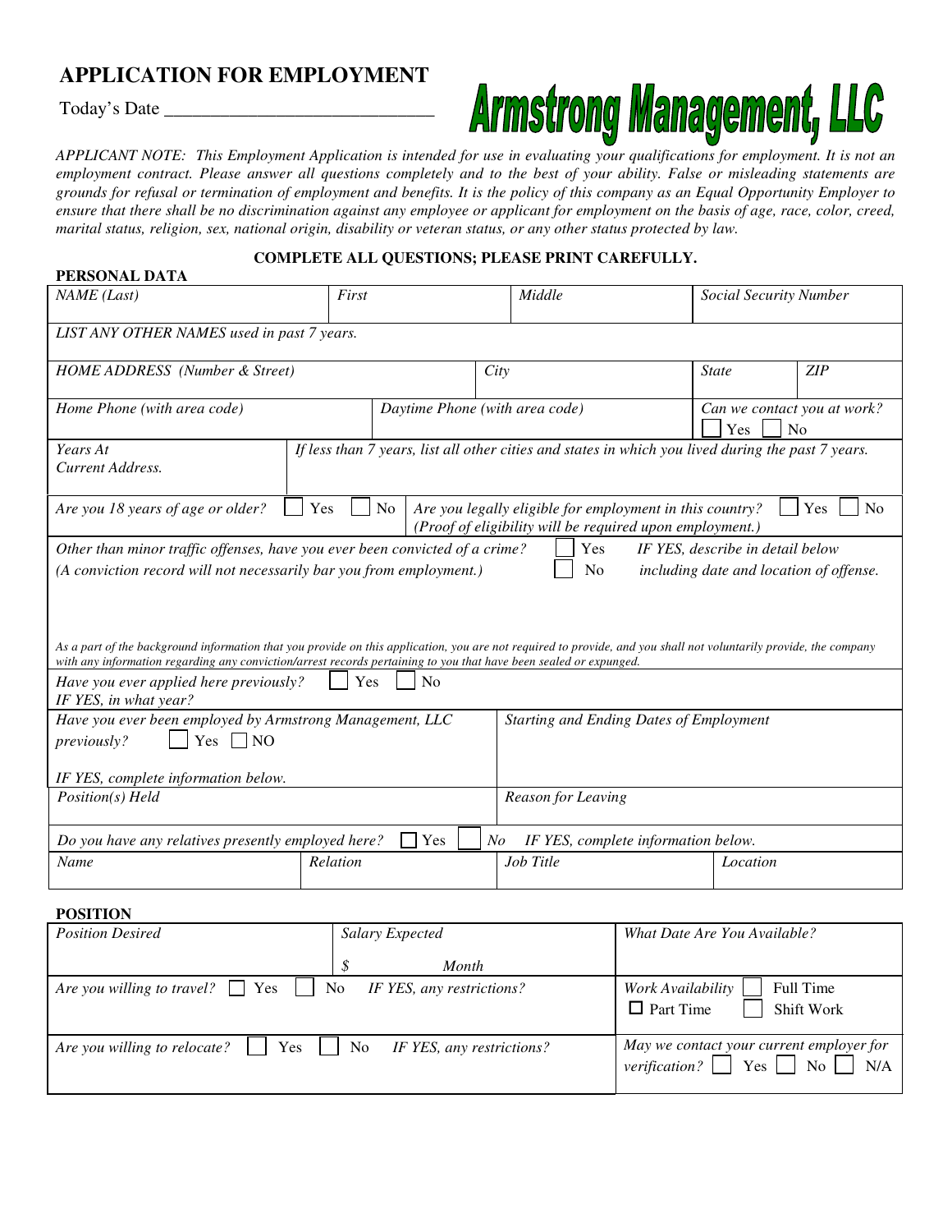# APPLICATION FOR EMPLOYMENT

Today's Date ______________________________

**Armstrong Management, LLC**

*APPLICANT NOTE: This Employment Application is intended for use in evaluating your qualifications for employment. It is not an employment contract. Please answer all questions completely and to the best of your ability. False or misleading statements are grounds for refusal or termination of employment and benefits. It is the policy of this company as an Equal Opportunity Employer to ensure that there shall be no discrimination against any employee or applicant for employment on the basis of age, race, color, creed, marital status, religion, sex, national origin, disability or veteran status, or any other status protected by law.*

**COMPLETE ALL QUESTIONS; PLEASE PRINT CAREFULLY.**

## PERSONAL DATA

| *NAME (Last)* | *First* | *Middle* | *Social Security Number* |
|---|---|---|---|
| | | | |

*LIST ANY OTHER NAMES used in past 7 years.*

| *HOME ADDRESS (Number & Street)* | *City* | *State* | *ZIP* |
|---|---|---|---|
| | | | |

| *Home Phone (with area code)* | *Daytime Phone (with area code)* | *Can we contact you at work?* ☐ Yes ☐ No |
|---|---|---|
| | | |

| *Years At Current Address.* | *If less than 7 years, list all other cities and states in which you lived during the past 7 years.* |
|---|---|
| | |

*Are you 18 years of age or older?* ☐ Yes ☐ No

*Are you legally eligible for employment in this country?* ☐ Yes ☐ No
*(Proof of eligibility will be required upon employment.)*

*Other than minor traffic offenses, have you ever been convicted of a crime?* ☐ Yes ☐ No
*(A conviction record will not necessarily bar you from employment.)*
*IF YES, describe in detail below including date and location of offense.*

*As a part of the background information that you provide on this application, you are not required to provide, and you shall not voluntarily provide, the company with any information regarding any conviction/arrest records pertaining to you that have been sealed or expunged.*

*Have you ever applied here previously?* ☐ Yes ☐ No
*IF YES, in what year?*

| *Have you ever been employed by Armstrong Management, LLC previously?* ☐ Yes ☐ NO *IF YES, complete information below.* | *Starting and Ending Dates of Employment* |
|---|---|
| *Position(s) Held* | *Reason for Leaving* |

*Do you have any relatives presently employed here?* ☐ Yes ☐ *No* *IF YES, complete information below.*

| *Name* | *Relation* | *Job Title* | *Location* |
|---|---|---|---|
| | | | |

## POSITION

| *Position Desired* | *Salary Expected* $ *Month* | *What Date Are You Available?* |
|---|---|---|
| *Are you willing to travel?* ☐ Yes ☐ No *IF YES, any restrictions?* | | *Work Availability* ☐ Full Time ☐ Part Time ☐ Shift Work |
| *Are you willing to relocate?* ☐ Yes ☐ No *IF YES, any restrictions?* | | *May we contact your current employer for verification?* ☐ Yes ☐ No ☐ N/A |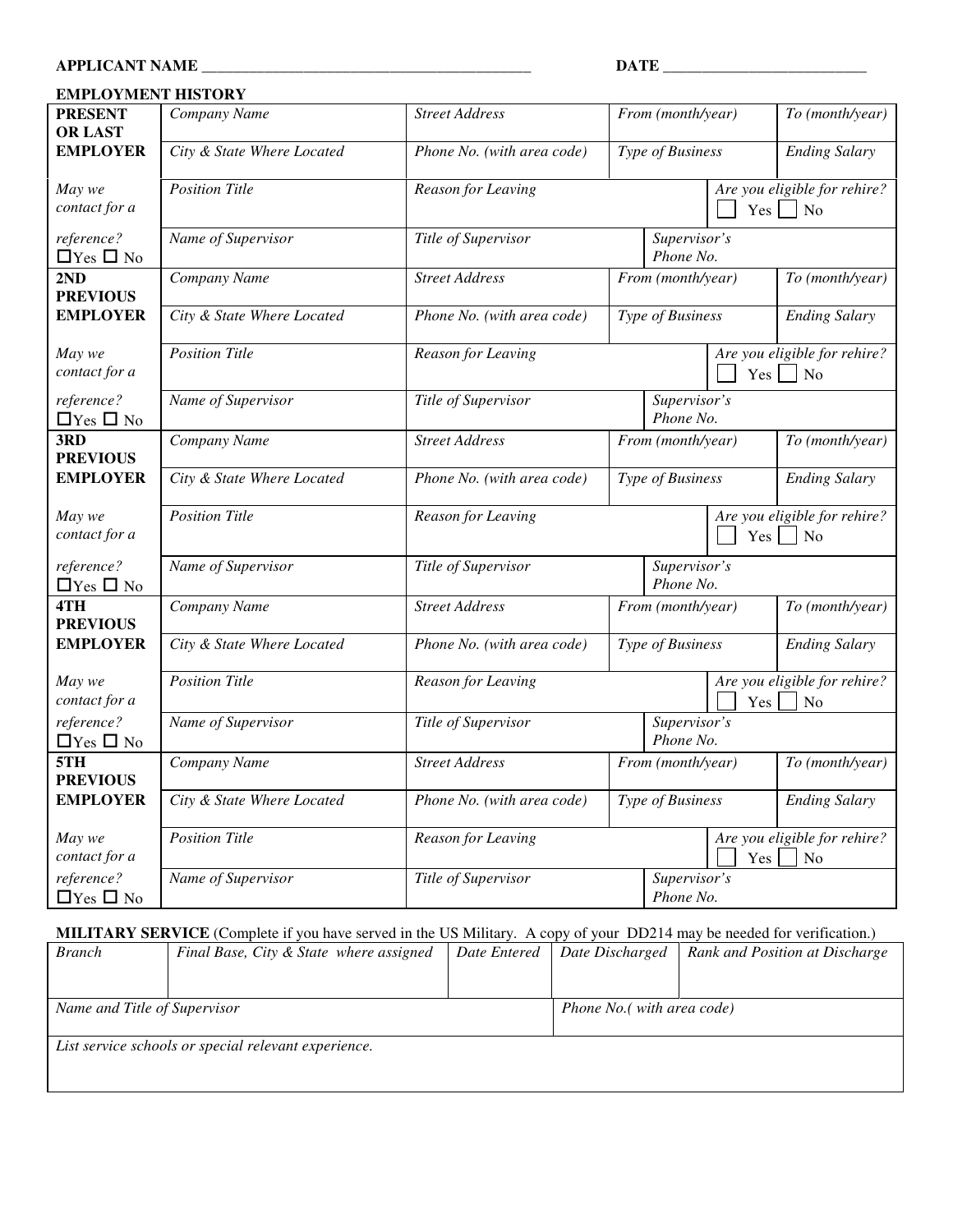**APPLICANT NAME** ___________________________________________ **DATE** ___________________________

**EMPLOYMENT HISTORY**

| | | | | |
|---|---|---|---|---|
| **PRESENT OR LAST** | *Company Name* | *Street Address* | *From (month/year)* | *To (month/year)* |
| **EMPLOYER** | *City & State Where Located* | *Phone No. (with area code)* | *Type of Business* | *Ending Salary* |
| *May we contact for a* | *Position Title* | *Reason for Leaving* | | *Are you eligible for rehire?* ☐ Yes ☐ No |
| *reference?* ☐Yes ☐ No | *Name of Supervisor* | *Title of Supervisor* | *Supervisor's Phone No.* | |
| **2ND PREVIOUS** | *Company Name* | *Street Address* | *From (month/year)* | *To (month/year)* |
| **EMPLOYER** | *City & State Where Located* | *Phone No. (with area code)* | *Type of Business* | *Ending Salary* |
| *May we contact for a* | *Position Title* | *Reason for Leaving* | | *Are you eligible for rehire?* ☐ Yes ☐ No |
| *reference?* ☐Yes ☐ No | *Name of Supervisor* | *Title of Supervisor* | *Supervisor's Phone No.* | |
| **3RD PREVIOUS** | *Company Name* | *Street Address* | *From (month/year)* | *To (month/year)* |
| **EMPLOYER** | *City & State Where Located* | *Phone No. (with area code)* | *Type of Business* | *Ending Salary* |
| *May we contact for a* | *Position Title* | *Reason for Leaving* | | *Are you eligible for rehire?* ☐ Yes ☐ No |
| *reference?* ☐Yes ☐ No | *Name of Supervisor* | *Title of Supervisor* | *Supervisor's Phone No.* | |
| **4TH PREVIOUS** | *Company Name* | *Street Address* | *From (month/year)* | *To (month/year)* |
| **EMPLOYER** | *City & State Where Located* | *Phone No. (with area code)* | *Type of Business* | *Ending Salary* |
| *May we contact for a* | *Position Title* | *Reason for Leaving* | | *Are you eligible for rehire?* ☐ Yes ☐ No |
| *reference?* ☐Yes ☐ No | *Name of Supervisor* | *Title of Supervisor* | *Supervisor's Phone No.* | |
| **5TH PREVIOUS** | *Company Name* | *Street Address* | *From (month/year)* | *To (month/year)* |
| **EMPLOYER** | *City & State Where Located* | *Phone No. (with area code)* | *Type of Business* | *Ending Salary* |
| *May we contact for a* | *Position Title* | *Reason for Leaving* | | *Are you eligible for rehire?* ☐ Yes ☐ No |
| *reference?* ☐Yes ☐ No | *Name of Supervisor* | *Title of Supervisor* | *Supervisor's Phone No.* | |

**MILITARY SERVICE** (Complete if you have served in the US Military. A copy of your DD214 may be needed for verification.)

| *Branch* | *Final Base, City & State where assigned* | *Date Entered* | *Date Discharged* | *Rank and Position at Discharge* |
|---|---|---|---|---|
| | | | | |
| *Name and Title of Supervisor* | | | *Phone No.( with area code)* | |
| *List service schools or special relevant experience.* | | | | |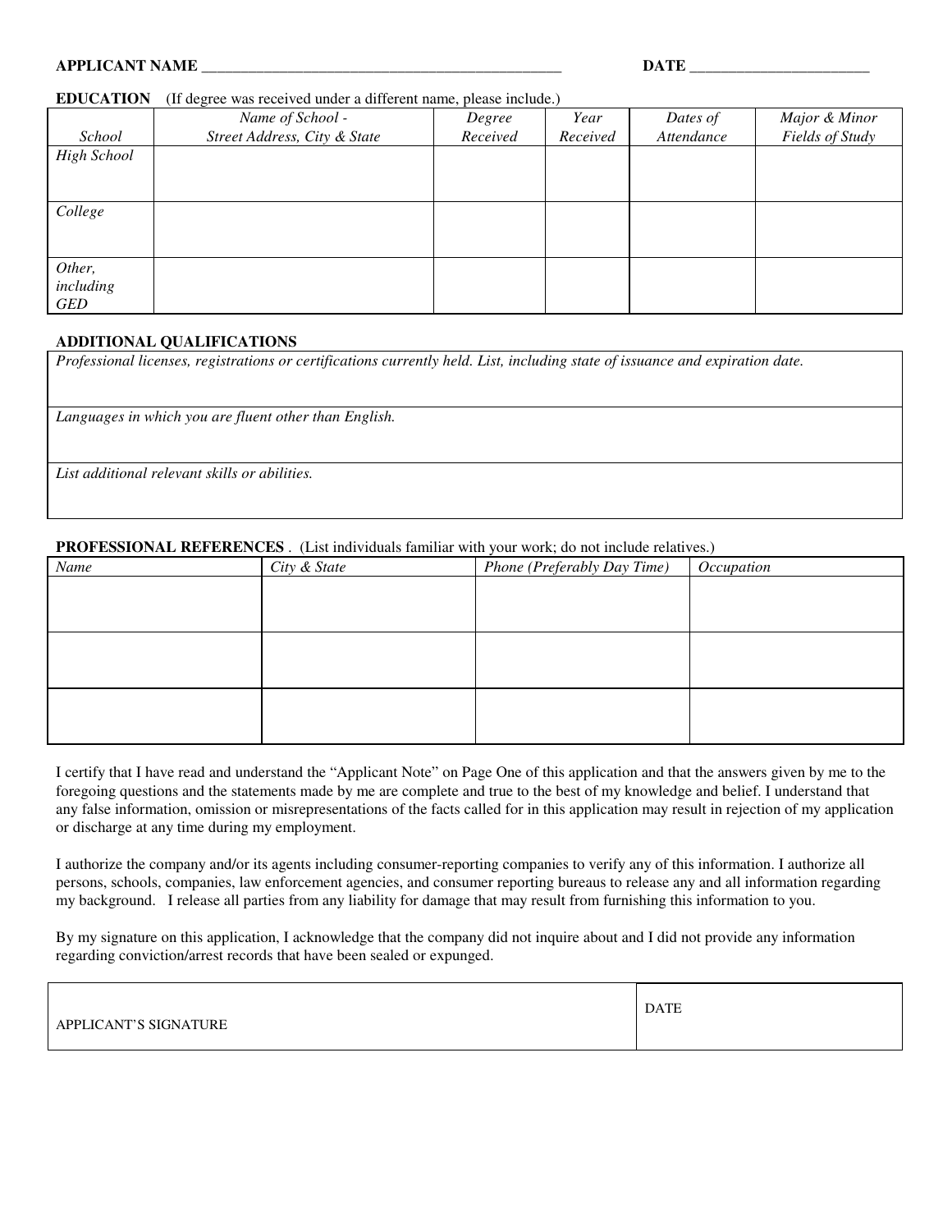**APPLICANT NAME** ______________________________________________ **DATE** ________________________

**EDUCATION** (If degree was received under a different name, please include.)

| *School* | *Name of School - Street Address, City & State* | *Degree Received* | *Year Received* | *Dates of Attendance* | *Major & Minor Fields of Study* |
|---|---|---|---|---|---|
| *High School* | | | | | |
| *College* | | | | | |
| *Other, including GED* | | | | | |

**ADDITIONAL QUALIFICATIONS**

| |
|---|
| *Professional licenses, registrations or certifications currently held. List, including state of issuance and expiration date.* |
| *Languages in which you are fluent other than English.* |
| *List additional relevant skills or abilities.* |

**PROFESSIONAL REFERENCES** . (List individuals familiar with your work; do not include relatives.)

| *Name* | *City & State* | *Phone (Preferably Day Time)* | *Occupation* |
|---|---|---|---|
| | | | |
| | | | |
| | | | |

I certify that I have read and understand the "Applicant Note" on Page One of this application and that the answers given by me to the foregoing questions and the statements made by me are complete and true to the best of my knowledge and belief. I understand that any false information, omission or misrepresentations of the facts called for in this application may result in rejection of my application or discharge at any time during my employment.

I authorize the company and/or its agents including consumer-reporting companies to verify any of this information. I authorize all persons, schools, companies, law enforcement agencies, and consumer reporting bureaus to release any and all information regarding my background. I release all parties from any liability for damage that may result from furnishing this information to you.

By my signature on this application, I acknowledge that the company did not inquire about and I did not provide any information regarding conviction/arrest records that have been sealed or expunged.

| | |
|---|---|
| APPLICANT'S SIGNATURE | DATE |